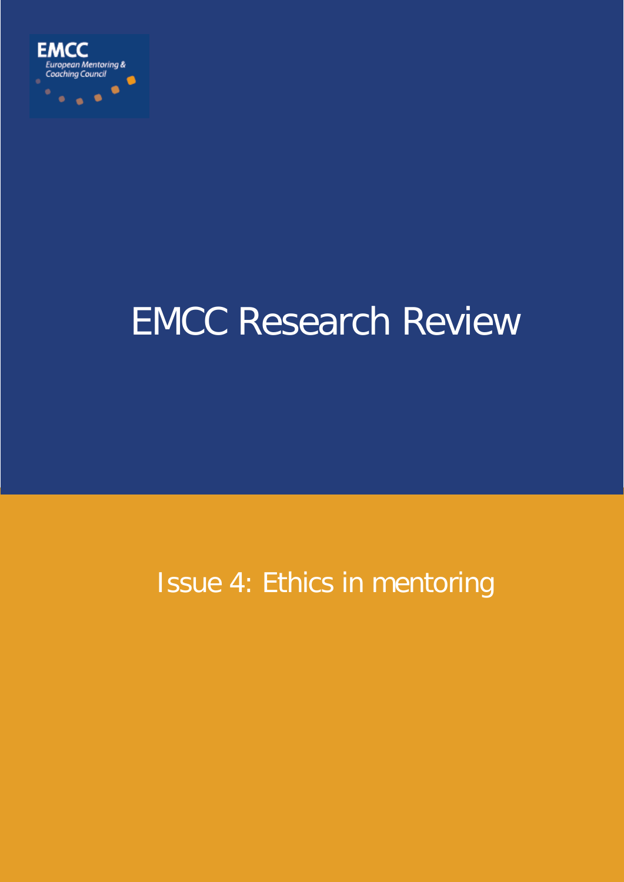EMCC
European Mentoring & Coaching Council

# EMCC Research Review

## Issue 4: Ethics in mentoring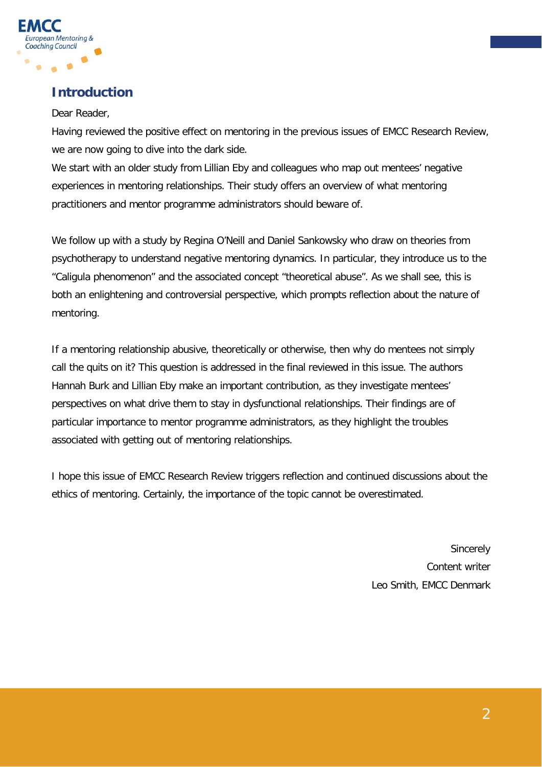# Introduction

Dear Reader,

Having reviewed the positive effect on mentoring in the previous issues of EMCC Research Review, we are now going to dive into the dark side.

We start with an older study from Lillian Eby and colleagues who map out mentees' negative experiences in mentoring relationships. Their study offers an overview of what mentoring practitioners and mentor programme administrators should beware of.

We follow up with a study by Regina O'Neill and Daniel Sankowsky who draw on theories from psychotherapy to understand negative mentoring dynamics. In particular, they introduce us to the "Caligula phenomenon" and the associated concept "theoretical abuse". As we shall see, this is both an enlightening and controversial perspective, which prompts reflection about the nature of mentoring.

If a mentoring relationship abusive, theoretically or otherwise, then why do mentees not simply call the quits on it? This question is addressed in the final reviewed in this issue. The authors Hannah Burk and Lillian Eby make an important contribution, as they investigate mentees' perspectives on what drive them to stay in dysfunctional relationships. Their findings are of particular importance to mentor programme administrators, as they highlight the troubles associated with getting out of mentoring relationships.

I hope this issue of EMCC Research Review triggers reflection and continued discussions about the ethics of mentoring. Certainly, the importance of the topic cannot be overestimated.

Sincerely

Content writer

Leo Smith, EMCC Denmark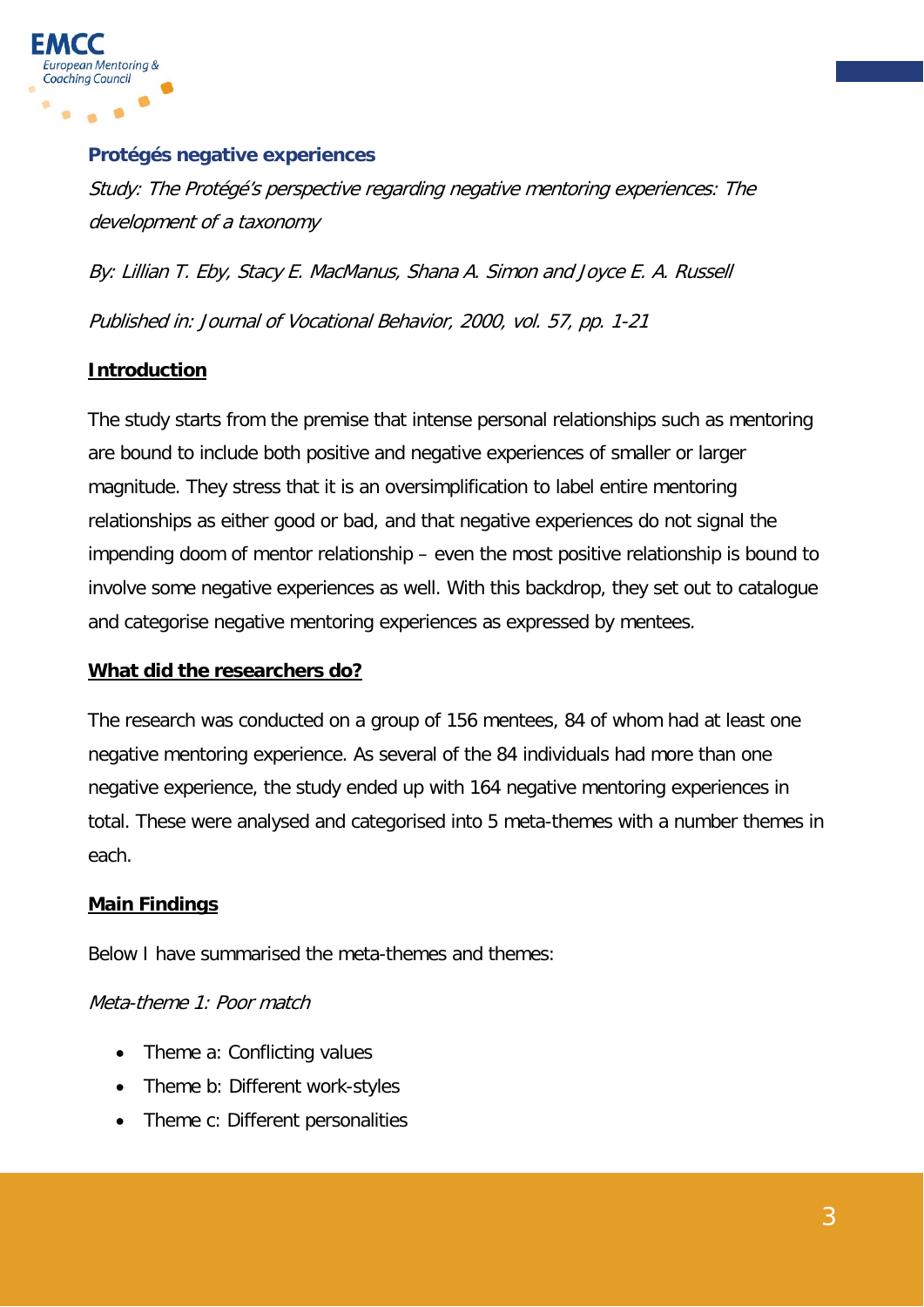### Protégés negative experiences

*Study: The Protégé's perspective regarding negative mentoring experiences: The development of a taxonomy*

*By: Lillian T. Eby, Stacy E. MacManus, Shana A. Simon and Joyce E. A. Russell*

*Published in: Journal of Vocational Behavior, 2000, vol. 57, pp. 1-21*

**Introduction**

The study starts from the premise that intense personal relationships such as mentoring are bound to include both positive and negative experiences of smaller or larger magnitude. They stress that it is an oversimplification to label entire mentoring relationships as either good or bad, and that negative experiences do not signal the impending doom of mentor relationship – even the most positive relationship is bound to involve some negative experiences as well. With this backdrop, they set out to catalogue and categorise negative mentoring experiences as expressed by mentees.

**What did the researchers do?**

The research was conducted on a group of 156 mentees, 84 of whom had at least one negative mentoring experience. As several of the 84 individuals had more than one negative experience, the study ended up with 164 negative mentoring experiences in total. These were analysed and categorised into 5 meta-themes with a number themes in each.

**Main Findings**

Below I have summarised the meta-themes and themes:

*Meta-theme 1: Poor match*

- Theme a: Conflicting values
- Theme b: Different work-styles
- Theme c: Different personalities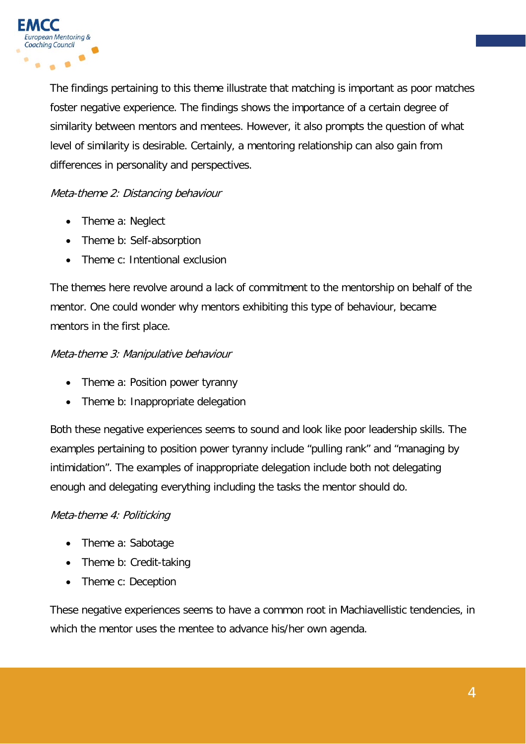The findings pertaining to this theme illustrate that matching is important as poor matches foster negative experience. The findings shows the importance of a certain degree of similarity between mentors and mentees. However, it also prompts the question of what level of similarity is desirable. Certainly, a mentoring relationship can also gain from differences in personality and perspectives.

*Meta-theme 2: Distancing behaviour*

- Theme a: Neglect
- Theme b: Self-absorption
- Theme c: Intentional exclusion

The themes here revolve around a lack of commitment to the mentorship on behalf of the mentor. One could wonder why mentors exhibiting this type of behaviour, became mentors in the first place.

*Meta-theme 3: Manipulative behaviour*

- Theme a: Position power tyranny
- Theme b: Inappropriate delegation

Both these negative experiences seems to sound and look like poor leadership skills. The examples pertaining to position power tyranny include "pulling rank" and "managing by intimidation". The examples of inappropriate delegation include both not delegating enough and delegating everything including the tasks the mentor should do.

*Meta-theme 4: Politicking*

- Theme a: Sabotage
- Theme b: Credit-taking
- Theme c: Deception

These negative experiences seems to have a common root in Machiavellistic tendencies, in which the mentor uses the mentee to advance his/her own agenda.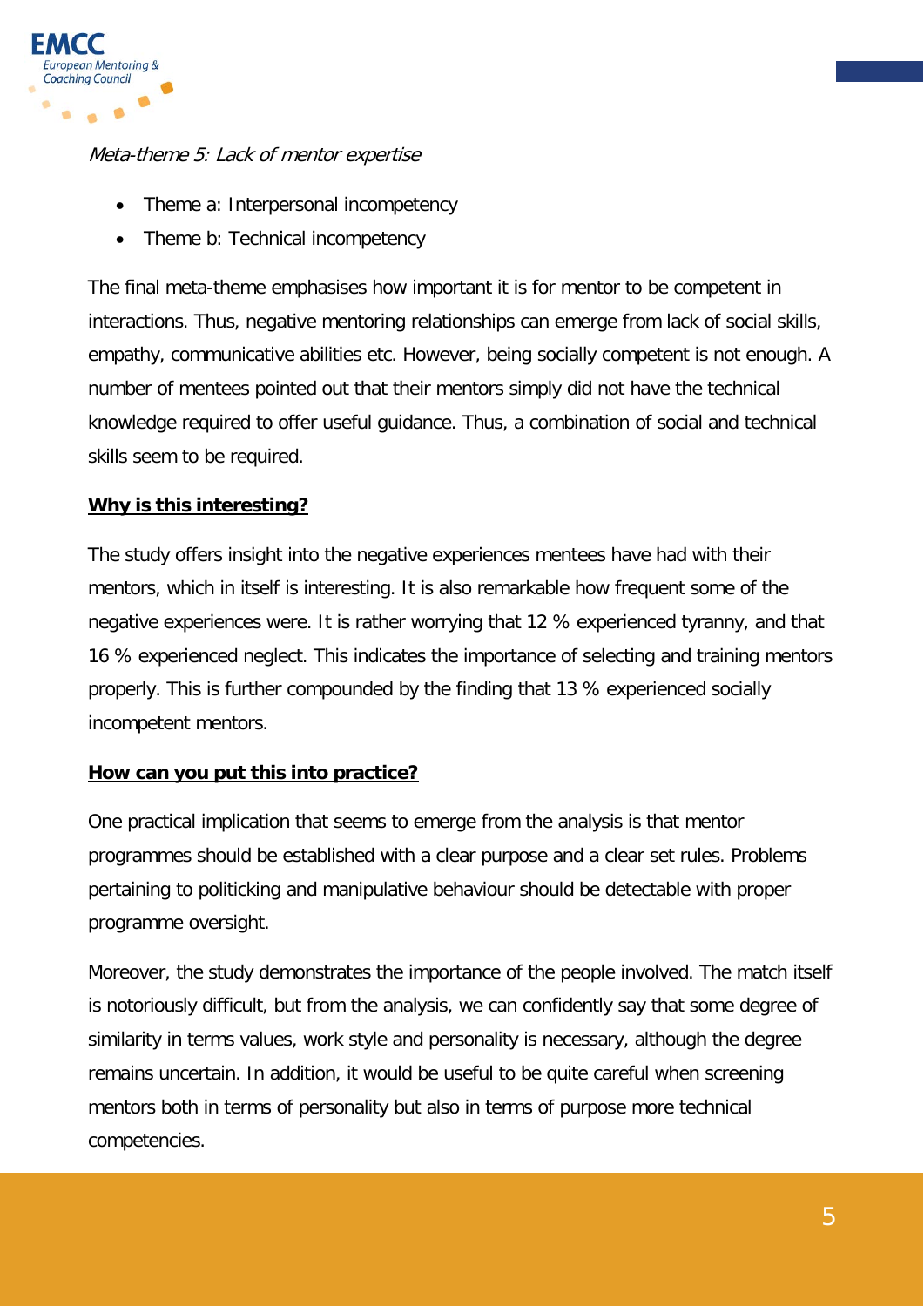*Meta-theme 5: Lack of mentor expertise*

- Theme a: Interpersonal incompetency
- Theme b: Technical incompetency

The final meta-theme emphasises how important it is for mentor to be competent in interactions. Thus, negative mentoring relationships can emerge from lack of social skills, empathy, communicative abilities etc. However, being socially competent is not enough. A number of mentees pointed out that their mentors simply did not have the technical knowledge required to offer useful guidance. Thus, a combination of social and technical skills seem to be required.

**Why is this interesting?**

The study offers insight into the negative experiences mentees have had with their mentors, which in itself is interesting. It is also remarkable how frequent some of the negative experiences were. It is rather worrying that 12 % experienced tyranny, and that 16 % experienced neglect. This indicates the importance of selecting and training mentors properly. This is further compounded by the finding that 13 % experienced socially incompetent mentors.

**How can you put this into practice?**

One practical implication that seems to emerge from the analysis is that mentor programmes should be established with a clear purpose and a clear set rules. Problems pertaining to politicking and manipulative behaviour should be detectable with proper programme oversight.

Moreover, the study demonstrates the importance of the people involved. The match itself is notoriously difficult, but from the analysis, we can confidently say that some degree of similarity in terms values, work style and personality is necessary, although the degree remains uncertain. In addition, it would be useful to be quite careful when screening mentors both in terms of personality but also in terms of purpose more technical competencies.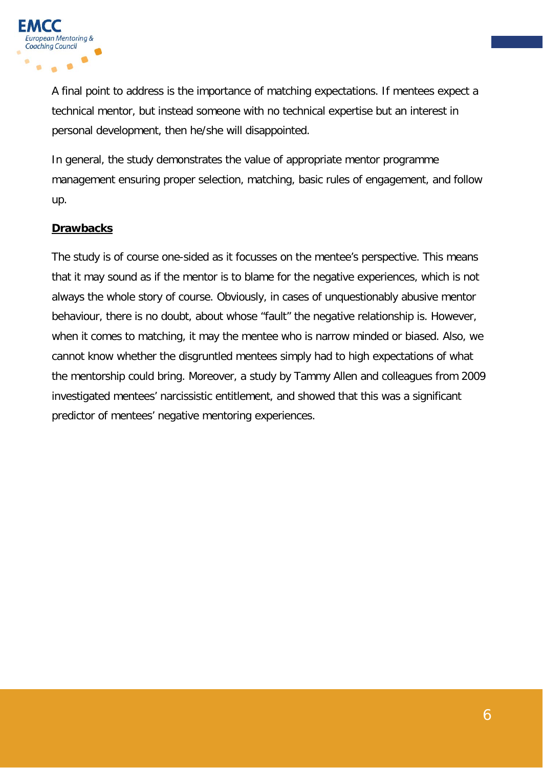A final point to address is the importance of matching expectations. If mentees expect a technical mentor, but instead someone with no technical expertise but an interest in personal development, then he/she will disappointed.

In general, the study demonstrates the value of appropriate mentor programme management ensuring proper selection, matching, basic rules of engagement, and follow up.

**Drawbacks**

The study is of course one-sided as it focusses on the mentee's perspective. This means that it may sound as if the mentor is to blame for the negative experiences, which is not always the whole story of course. Obviously, in cases of unquestionably abusive mentor behaviour, there is no doubt, about whose "fault" the negative relationship is. However, when it comes to matching, it may the mentee who is narrow minded or biased. Also, we cannot know whether the disgruntled mentees simply had to high expectations of what the mentorship could bring. Moreover, a study by Tammy Allen and colleagues from 2009 investigated mentees' narcissistic entitlement, and showed that this was a significant predictor of mentees' negative mentoring experiences.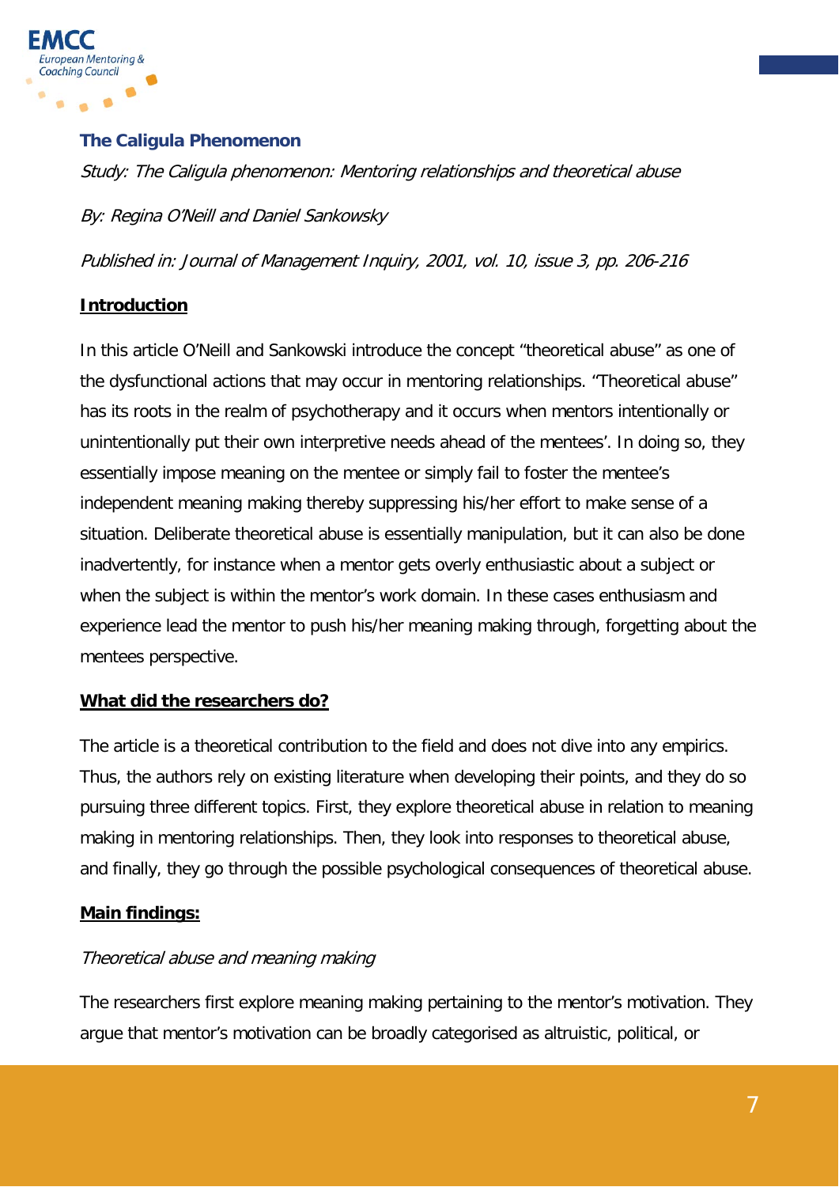## The Caligula Phenomenon

*Study: The Caligula phenomenon: Mentoring relationships and theoretical abuse*

*By: Regina O'Neill and Daniel Sankowsky*

*Published in: Journal of Management Inquiry, 2001, vol. 10, issue 3, pp. 206-216*

### Introduction

In this article O'Neill and Sankowski introduce the concept "theoretical abuse" as one of the dysfunctional actions that may occur in mentoring relationships. "Theoretical abuse" has its roots in the realm of psychotherapy and it occurs when mentors intentionally or unintentionally put their own interpretive needs ahead of the mentees'. In doing so, they essentially impose meaning on the mentee or simply fail to foster the mentee's independent meaning making thereby suppressing his/her effort to make sense of a situation. Deliberate theoretical abuse is essentially manipulation, but it can also be done inadvertently, for instance when a mentor gets overly enthusiastic about a subject or when the subject is within the mentor's work domain. In these cases enthusiasm and experience lead the mentor to push his/her meaning making through, forgetting about the mentees perspective.

### What did the researchers do?

The article is a theoretical contribution to the field and does not dive into any empirics. Thus, the authors rely on existing literature when developing their points, and they do so pursuing three different topics. First, they explore theoretical abuse in relation to meaning making in mentoring relationships. Then, they look into responses to theoretical abuse, and finally, they go through the possible psychological consequences of theoretical abuse.

### Main findings:

*Theoretical abuse and meaning making*

The researchers first explore meaning making pertaining to the mentor's motivation. They argue that mentor's motivation can be broadly categorised as altruistic, political, or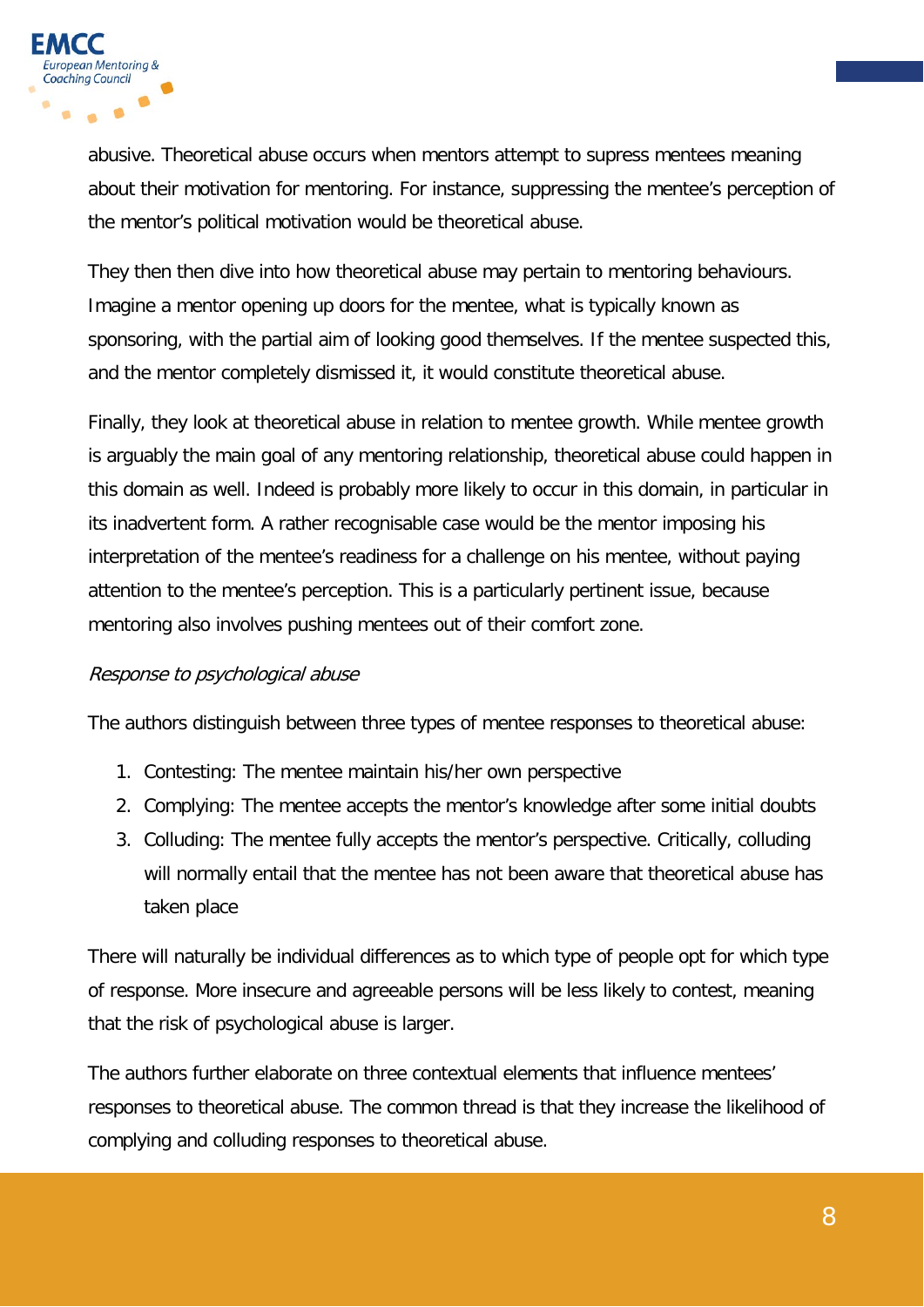abusive. Theoretical abuse occurs when mentors attempt to supress mentees meaning about their motivation for mentoring. For instance, suppressing the mentee's perception of the mentor's political motivation would be theoretical abuse.

They then then dive into how theoretical abuse may pertain to mentoring behaviours. Imagine a mentor opening up doors for the mentee, what is typically known as sponsoring, with the partial aim of looking good themselves. If the mentee suspected this, and the mentor completely dismissed it, it would constitute theoretical abuse.

Finally, they look at theoretical abuse in relation to mentee growth. While mentee growth is arguably the main goal of any mentoring relationship, theoretical abuse could happen in this domain as well. Indeed is probably more likely to occur in this domain, in particular in its inadvertent form. A rather recognisable case would be the mentor imposing his interpretation of the mentee's readiness for a challenge on his mentee, without paying attention to the mentee's perception. This is a particularly pertinent issue, because mentoring also involves pushing mentees out of their comfort zone.

*Response to psychological abuse*

The authors distinguish between three types of mentee responses to theoretical abuse:

1. Contesting: The mentee maintain his/her own perspective
2. Complying: The mentee accepts the mentor's knowledge after some initial doubts
3. Colluding: The mentee fully accepts the mentor's perspective. Critically, colluding will normally entail that the mentee has not been aware that theoretical abuse has taken place

There will naturally be individual differences as to which type of people opt for which type of response. More insecure and agreeable persons will be less likely to contest, meaning that the risk of psychological abuse is larger.

The authors further elaborate on three contextual elements that influence mentees' responses to theoretical abuse. The common thread is that they increase the likelihood of complying and colluding responses to theoretical abuse.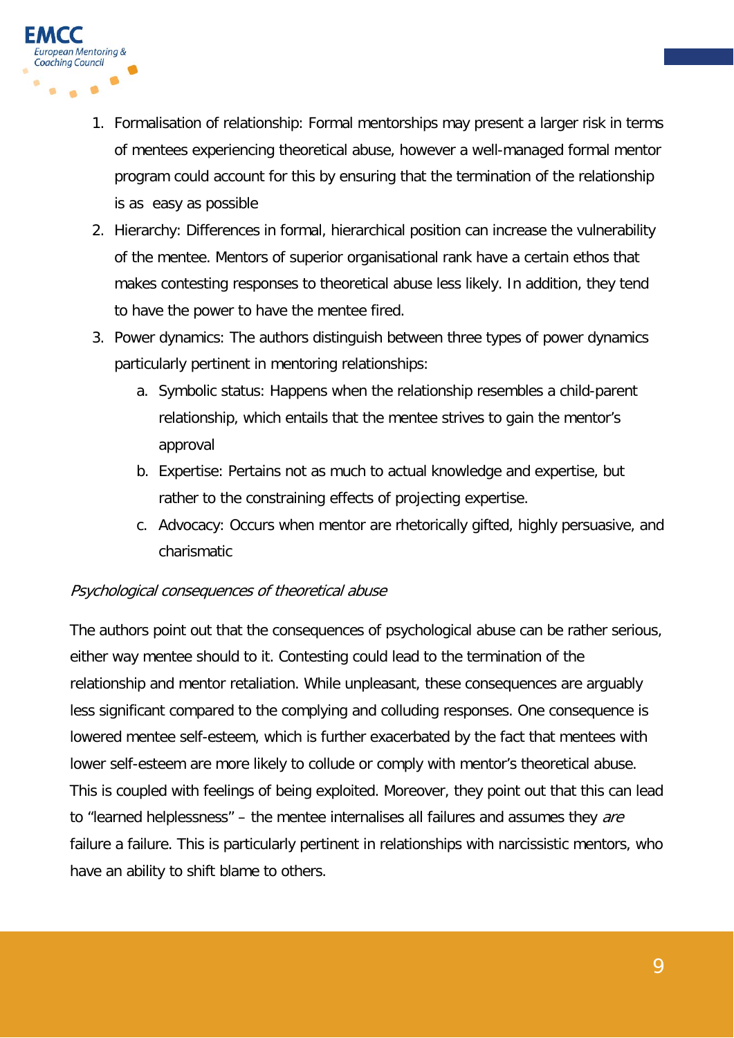1. Formalisation of relationship: Formal mentorships may present a larger risk in terms of mentees experiencing theoretical abuse, however a well-managed formal mentor program could account for this by ensuring that the termination of the relationship is as easy as possible
2. Hierarchy: Differences in formal, hierarchical position can increase the vulnerability of the mentee. Mentors of superior organisational rank have a certain ethos that makes contesting responses to theoretical abuse less likely. In addition, they tend to have the power to have the mentee fired.
3. Power dynamics: The authors distinguish between three types of power dynamics particularly pertinent in mentoring relationships:
   a. Symbolic status: Happens when the relationship resembles a child-parent relationship, which entails that the mentee strives to gain the mentor's approval
   b. Expertise: Pertains not as much to actual knowledge and expertise, but rather to the constraining effects of projecting expertise.
   c. Advocacy: Occurs when mentor are rhetorically gifted, highly persuasive, and charismatic

*Psychological consequences of theoretical abuse*

The authors point out that the consequences of psychological abuse can be rather serious, either way mentee should to it. Contesting could lead to the termination of the relationship and mentor retaliation. While unpleasant, these consequences are arguably less significant compared to the complying and colluding responses. One consequence is lowered mentee self-esteem, which is further exacerbated by the fact that mentees with lower self-esteem are more likely to collude or comply with mentor's theoretical abuse. This is coupled with feelings of being exploited. Moreover, they point out that this can lead to "learned helplessness" – the mentee internalises all failures and assumes they *are* failure a failure. This is particularly pertinent in relationships with narcissistic mentors, who have an ability to shift blame to others.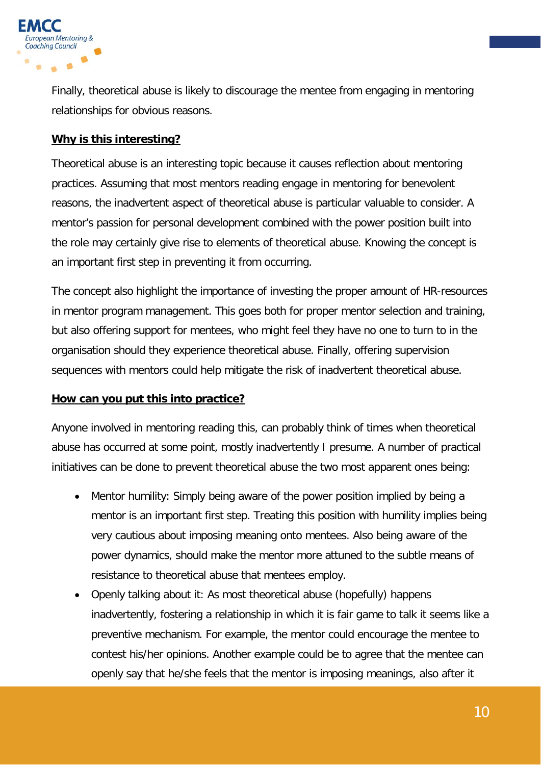Finally, theoretical abuse is likely to discourage the mentee from engaging in mentoring relationships for obvious reasons.

**Why is this interesting?**

Theoretical abuse is an interesting topic because it causes reflection about mentoring practices. Assuming that most mentors reading engage in mentoring for benevolent reasons, the inadvertent aspect of theoretical abuse is particular valuable to consider. A mentor's passion for personal development combined with the power position built into the role may certainly give rise to elements of theoretical abuse. Knowing the concept is an important first step in preventing it from occurring.

The concept also highlight the importance of investing the proper amount of HR-resources in mentor program management. This goes both for proper mentor selection and training, but also offering support for mentees, who might feel they have no one to turn to in the organisation should they experience theoretical abuse. Finally, offering supervision sequences with mentors could help mitigate the risk of inadvertent theoretical abuse.

**How can you put this into practice?**

Anyone involved in mentoring reading this, can probably think of times when theoretical abuse has occurred at some point, mostly inadvertently I presume. A number of practical initiatives can be done to prevent theoretical abuse the two most apparent ones being:

- Mentor humility: Simply being aware of the power position implied by being a mentor is an important first step. Treating this position with humility implies being very cautious about imposing meaning onto mentees. Also being aware of the power dynamics, should make the mentor more attuned to the subtle means of resistance to theoretical abuse that mentees employ.
- Openly talking about it: As most theoretical abuse (hopefully) happens inadvertently, fostering a relationship in which it is fair game to talk it seems like a preventive mechanism. For example, the mentor could encourage the mentee to contest his/her opinions. Another example could be to agree that the mentee can openly say that he/she feels that the mentor is imposing meanings, also after it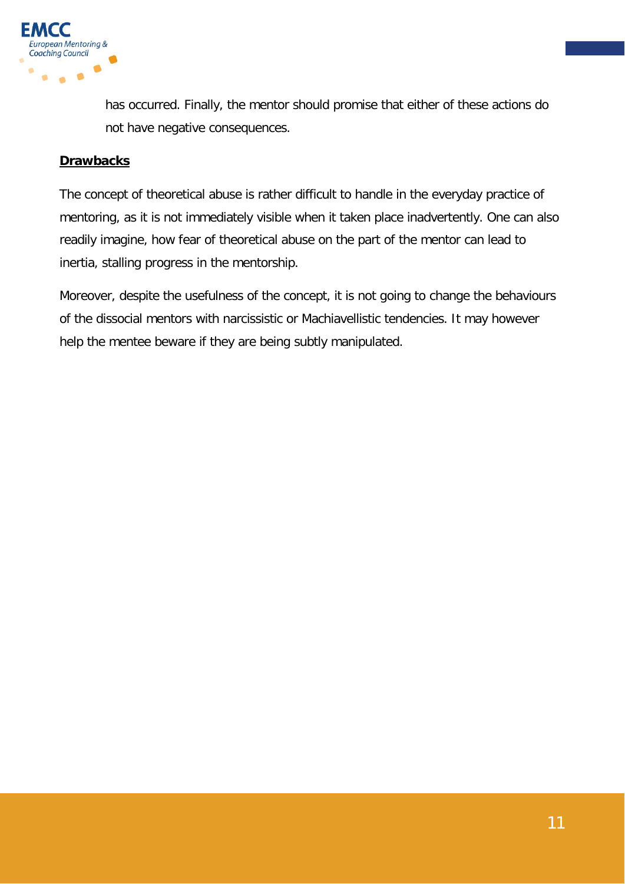has occurred. Finally, the mentor should promise that either of these actions do not have negative consequences.

**Drawbacks**

The concept of theoretical abuse is rather difficult to handle in the everyday practice of mentoring, as it is not immediately visible when it taken place inadvertently. One can also readily imagine, how fear of theoretical abuse on the part of the mentor can lead to inertia, stalling progress in the mentorship.

Moreover, despite the usefulness of the concept, it is not going to change the behaviours of the dissocial mentors with narcissistic or Machiavellistic tendencies. It may however help the mentee beware if they are being subtly manipulated.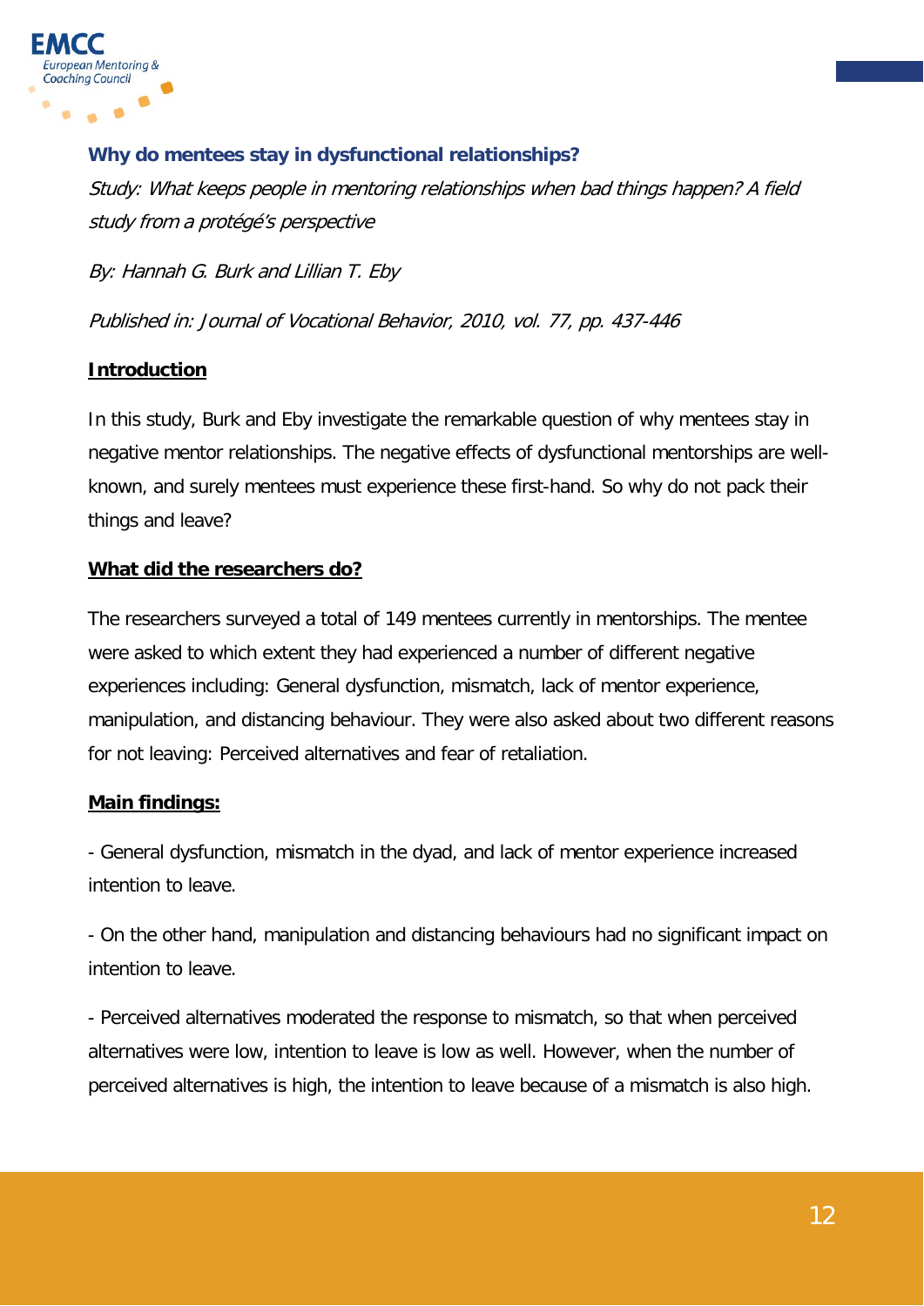### Why do mentees stay in dysfunctional relationships?

*Study: What keeps people in mentoring relationships when bad things happen? A field study from a protégé's perspective*

*By: Hannah G. Burk and Lillian T. Eby*

*Published in: Journal of Vocational Behavior, 2010, vol. 77, pp. 437-446*

**Introduction**

In this study, Burk and Eby investigate the remarkable question of why mentees stay in negative mentor relationships. The negative effects of dysfunctional mentorships are well-known, and surely mentees must experience these first-hand. So why do not pack their things and leave?

**What did the researchers do?**

The researchers surveyed a total of 149 mentees currently in mentorships. The mentee were asked to which extent they had experienced a number of different negative experiences including: General dysfunction, mismatch, lack of mentor experience, manipulation, and distancing behaviour. They were also asked about two different reasons for not leaving: Perceived alternatives and fear of retaliation.

**Main findings:**

- General dysfunction, mismatch in the dyad, and lack of mentor experience increased intention to leave.

- On the other hand, manipulation and distancing behaviours had no significant impact on intention to leave.

- Perceived alternatives moderated the response to mismatch, so that when perceived alternatives were low, intention to leave is low as well. However, when the number of perceived alternatives is high, the intention to leave because of a mismatch is also high.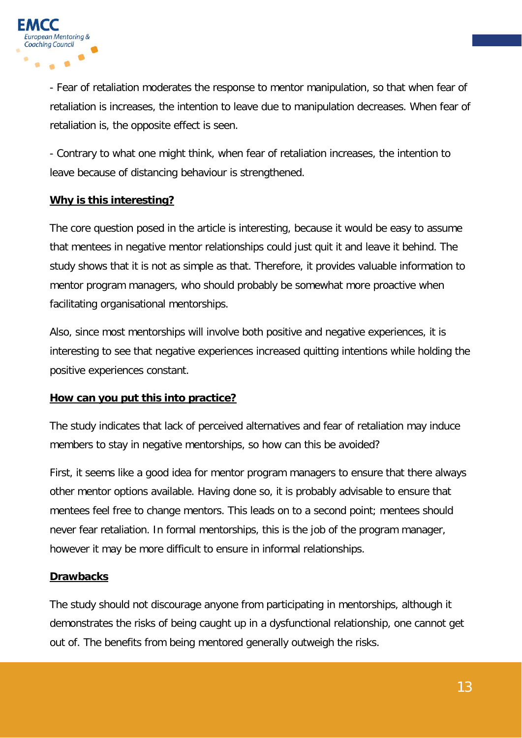- Fear of retaliation moderates the response to mentor manipulation, so that when fear of retaliation is increases, the intention to leave due to manipulation decreases. When fear of retaliation is, the opposite effect is seen.

- Contrary to what one might think, when fear of retaliation increases, the intention to leave because of distancing behaviour is strengthened.

**Why is this interesting?**

The core question posed in the article is interesting, because it would be easy to assume that mentees in negative mentor relationships could just quit it and leave it behind. The study shows that it is not as simple as that. Therefore, it provides valuable information to mentor program managers, who should probably be somewhat more proactive when facilitating organisational mentorships.

Also, since most mentorships will involve both positive and negative experiences, it is interesting to see that negative experiences increased quitting intentions while holding the positive experiences constant.

**How can you put this into practice?**

The study indicates that lack of perceived alternatives and fear of retaliation may induce members to stay in negative mentorships, so how can this be avoided?

First, it seems like a good idea for mentor program managers to ensure that there always other mentor options available. Having done so, it is probably advisable to ensure that mentees feel free to change mentors. This leads on to a second point; mentees should never fear retaliation. In formal mentorships, this is the job of the program manager, however it may be more difficult to ensure in informal relationships.

**Drawbacks**

The study should not discourage anyone from participating in mentorships, although it demonstrates the risks of being caught up in a dysfunctional relationship, one cannot get out of. The benefits from being mentored generally outweigh the risks.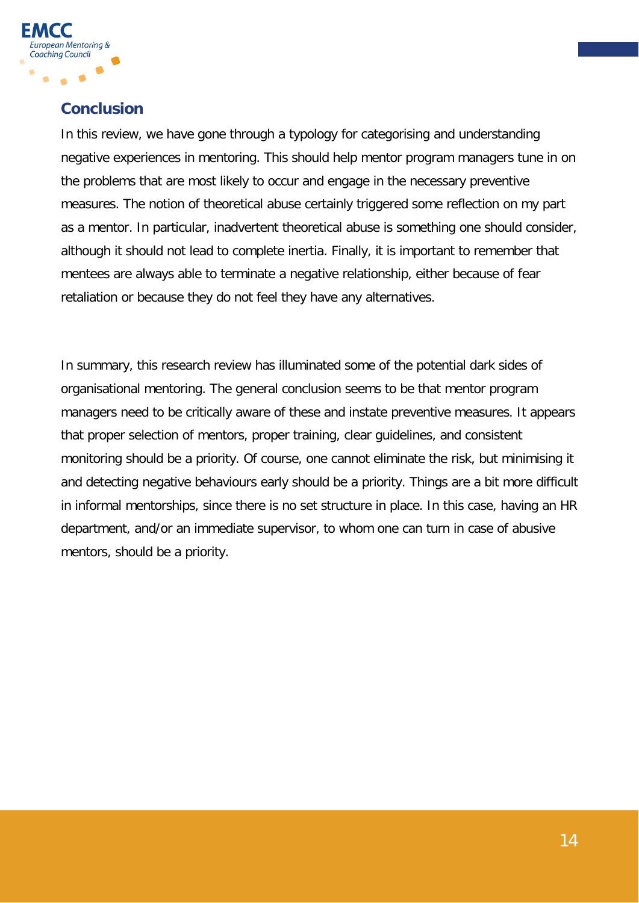## Conclusion

In this review, we have gone through a typology for categorising and understanding negative experiences in mentoring. This should help mentor program managers tune in on the problems that are most likely to occur and engage in the necessary preventive measures. The notion of theoretical abuse certainly triggered some reflection on my part as a mentor. In particular, inadvertent theoretical abuse is something one should consider, although it should not lead to complete inertia. Finally, it is important to remember that mentees are always able to terminate a negative relationship, either because of fear retaliation or because they do not feel they have any alternatives.

In summary, this research review has illuminated some of the potential dark sides of organisational mentoring. The general conclusion seems to be that mentor program managers need to be critically aware of these and instate preventive measures. It appears that proper selection of mentors, proper training, clear guidelines, and consistent monitoring should be a priority. Of course, one cannot eliminate the risk, but minimising it and detecting negative behaviours early should be a priority. Things are a bit more difficult in informal mentorships, since there is no set structure in place. In this case, having an HR department, and/or an immediate supervisor, to whom one can turn in case of abusive mentors, should be a priority.